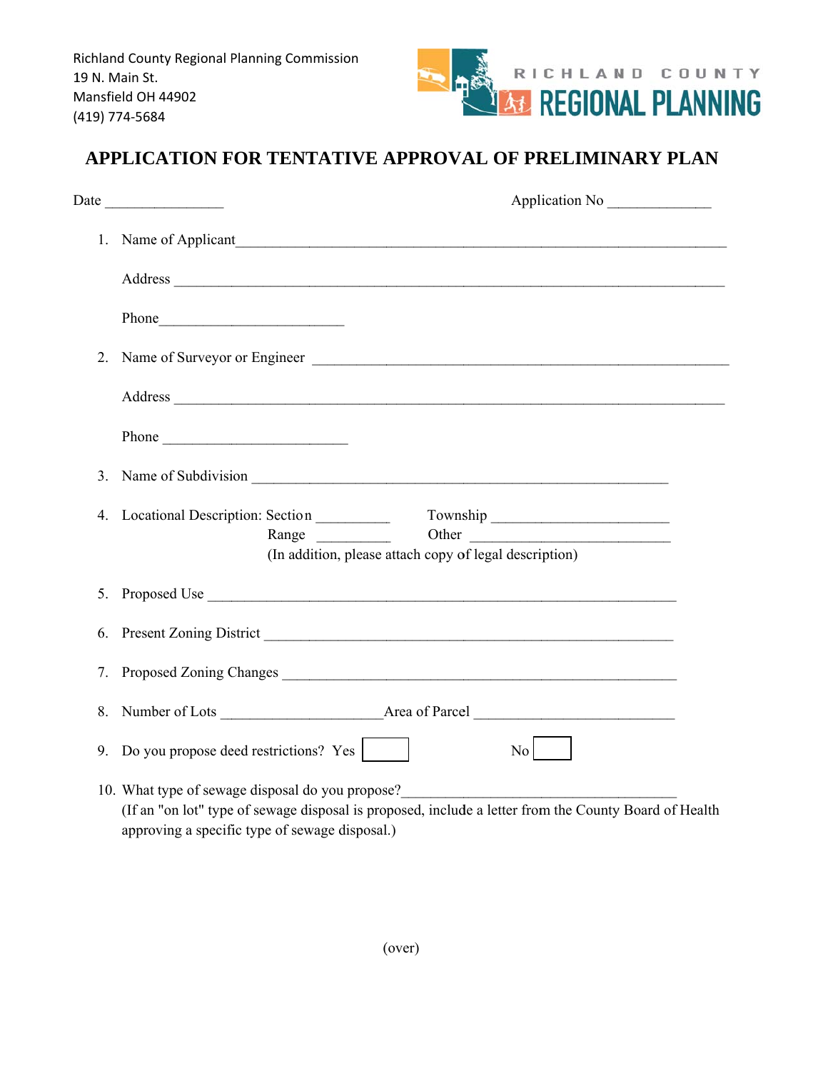Richland County Regional Planning Commission
19 N. Main St.
Mansfield OH 44902
(419) 774-5684

RICHLAND COUNTY REGIONAL PLANNING

# APPLICATION FOR TENTATIVE APPROVAL OF PRELIMINARY PLAN

Date ________________ Application No ______________

1. Name of Applicant_______________________________________________________________

   Address ________________________________________________________________________

   Phone_________________________

2. Name of Surveyor or Engineer _______________________________________________________

   Address ________________________________________________________________________

   Phone _________________________

3. Name of Subdivision ______________________________________________________

4. Locational Description: Section __________ Township ________________________
   Range __________ Other __________________________
   (In addition, please attach copy of legal description)

5. Proposed Use ____________________________________________________________

6. Present Zoning District _______________________________________________________

7. Proposed Zoning Changes _____________________________________________________

8. Number of Lots ______________________Area of Parcel ___________________________

9. Do you propose deed restrictions? Yes [ ] No [ ]

10. What type of sewage disposal do you propose?____________________________________
    (If an "on lot" type of sewage disposal is proposed, include a letter from the County Board of Health approving a specific type of sewage disposal.)

(over)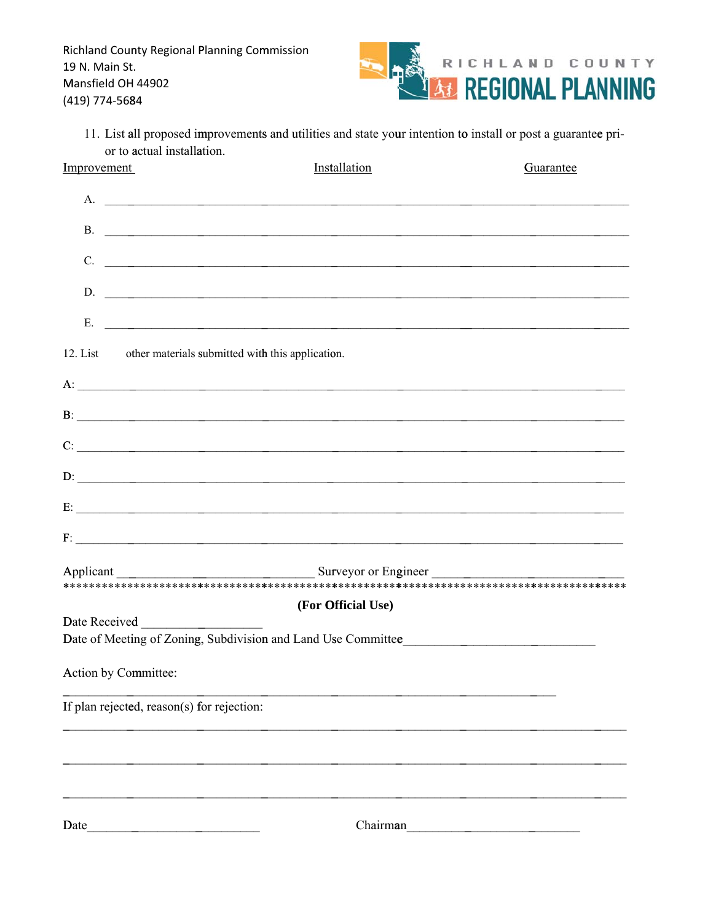Richland County Regional Planning Commission
19 N. Main St.
Mansfield OH 44902
(419) 774-5684

11. List all proposed improvements and utilities and state your intention to install or post a guarantee prior to actual installation.

Improvement | Installation | Guarantee

A. ______________________________________________________________

B. ______________________________________________________________

C. ______________________________________________________________

D. ______________________________________________________________

E. ______________________________________________________________

12. List other materials submitted with this application.

A: ______________________________________________________________

B: ______________________________________________________________

C: ______________________________________________________________

D: ______________________________________________________________

E: ______________________________________________________________

F: ______________________________________________________________

Applicant ______________________________ Surveyor or Engineer ______________________________

*****************************************************************************************

**(For Official Use)**

Date Received ________________

Date of Meeting of Zoning, Subdivision and Land Use Committee______________________________

Action by Committee:

______________________________________________________________

If plan rejected, reason(s) for rejection:

______________________________________________________________

______________________________________________________________

______________________________________________________________

Date__________________________ Chairman__________________________